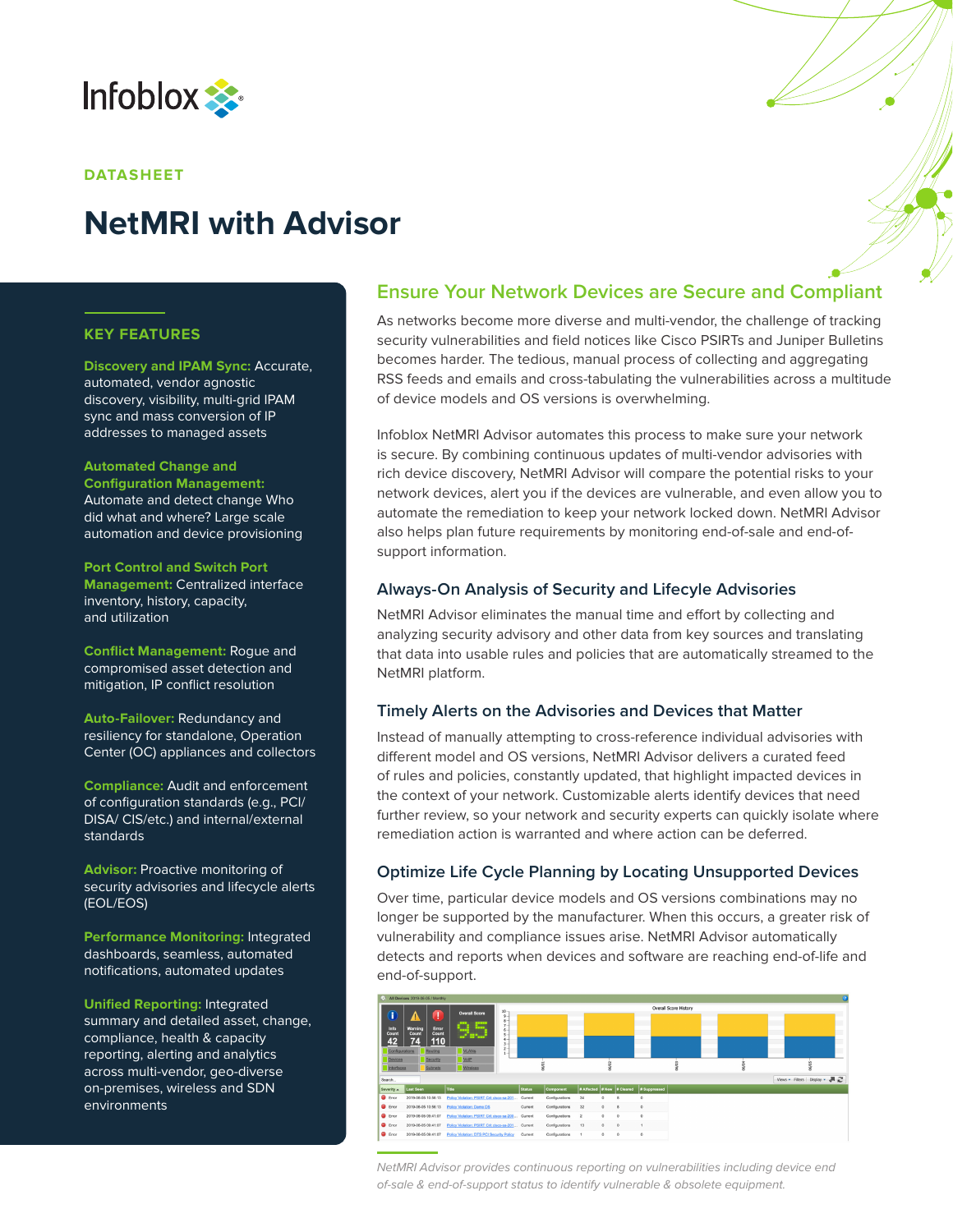Infoblox

DATASHEET

# NetMRI with Advisor

## KEY FEATURES

**Discovery and IPAM Sync:** Accurate, automated, vendor agnostic discovery, visibility, multi-grid IPAM sync and mass conversion of IP addresses to managed assets

**Automated Change and Configuration Management:** Automate and detect change Who did what and where? Large scale automation and device provisioning

**Port Control and Switch Port Management:** Centralized interface inventory, history, capacity, and utilization

**Conflict Management:** Rogue and compromised asset detection and mitigation, IP conflict resolution

**Auto-Failover:** Redundancy and resiliency for standalone, Operation Center (OC) appliances and collectors

**Compliance:** Audit and enforcement of configuration standards (e.g., PCI/ DISA/ CIS/etc.) and internal/external standards

**Advisor:** Proactive monitoring of security advisories and lifecycle alerts (EOL/EOS)

**Performance Monitoring:** Integrated dashboards, seamless, automated notifications, automated updates

**Unified Reporting:** Integrated summary and detailed asset, change, compliance, health & capacity reporting, alerting and analytics across multi-vendor, geo-diverse on-premises, wireless and SDN environments

## Ensure Your Network Devices are Secure and Compliant

As networks become more diverse and multi-vendor, the challenge of tracking security vulnerabilities and field notices like Cisco PSIRTs and Juniper Bulletins becomes harder. The tedious, manual process of collecting and aggregating RSS feeds and emails and cross-tabulating the vulnerabilities across a multitude of device models and OS versions is overwhelming.

Infoblox NetMRI Advisor automates this process to make sure your network is secure. By combining continuous updates of multi-vendor advisories with rich device discovery, NetMRI Advisor will compare the potential risks to your network devices, alert you if the devices are vulnerable, and even allow you to automate the remediation to keep your network locked down. NetMRI Advisor also helps plan future requirements by monitoring end-of-sale and end-of-support information.

### Always-On Analysis of Security and Lifecyle Advisories

NetMRI Advisor eliminates the manual time and effort by collecting and analyzing security advisory and other data from key sources and translating that data into usable rules and policies that are automatically streamed to the NetMRI platform.

### Timely Alerts on the Advisories and Devices that Matter

Instead of manually attempting to cross-reference individual advisories with different model and OS versions, NetMRI Advisor delivers a curated feed of rules and policies, constantly updated, that highlight impacted devices in the context of your network. Customizable alerts identify devices that need further review, so your network and security experts can quickly isolate where remediation action is warranted and where action can be deferred.

### Optimize Life Cycle Planning by Locating Unsupported Devices

Over time, particular device models and OS versions combinations may no longer be supported by the manufacturer. When this occurs, a greater risk of vulnerability and compliance issues arise. NetMRI Advisor automatically detects and reports when devices and software are reaching end-of-life and end-of-support.

*NetMRI Advisor provides continuous reporting on vulnerabilities including device end of-sale & end-of-support status to identify vulnerable & obsolete equipment.*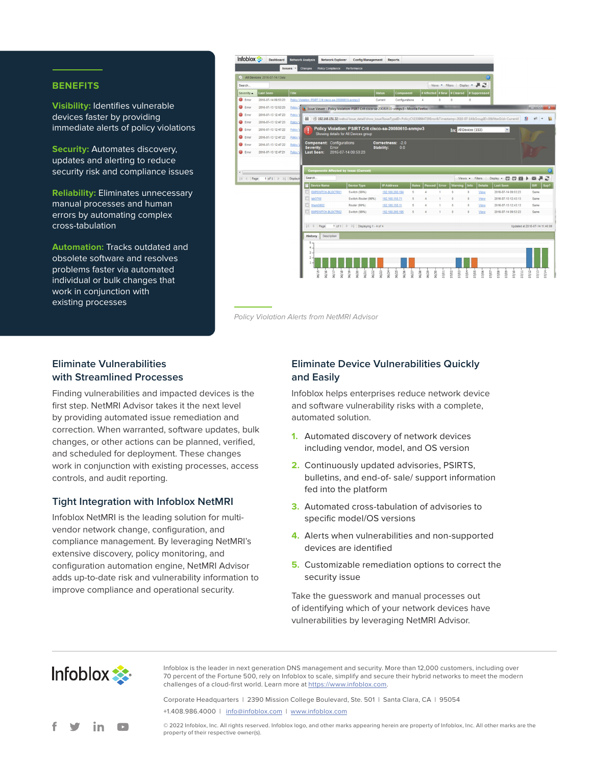## BENEFITS

**Visibility:** Identifies vulnerable devices faster by providing immediate alerts of policy violations

**Security:** Automates discovery, updates and alerting to reduce security risk and compliance issues

**Reliability:** Eliminates unnecessary manual processes and human errors by automating complex cross-tabulation

**Automation:** Tracks outdated and obsolete software and resolves problems faster via automated individual or bulk changes that work in conjunction with existing processes

*Policy Violation Alerts from NetMRI Advisor*

## Eliminate Vulnerabilities with Streamlined Processes

Finding vulnerabilities and impacted devices is the first step. NetMRI Advisor takes it the next level by providing automated issue remediation and correction. When warranted, software updates, bulk changes, or other actions can be planned, verified, and scheduled for deployment. These changes work in conjunction with existing processes, access controls, and audit reporting.

## Tight Integration with Infoblox NetMRI

Infoblox NetMRI is the leading solution for multi-vendor network change, configuration, and compliance management. By leveraging NetMRI's extensive discovery, policy monitoring, and configuration automation engine, NetMRI Advisor adds up-to-date risk and vulnerability information to improve compliance and operational security.

## Eliminate Device Vulnerabilities Quickly and Easily

Infoblox helps enterprises reduce network device and software vulnerability risks with a complete, automated solution.

1. Automated discovery of network devices including vendor, model, and OS version
2. Continuously updated advisories, PSIRTS, bulletins, and end-of- sale/ support information fed into the platform
3. Automated cross-tabulation of advisories to specific model/OS versions
4. Alerts when vulnerabilities and non-supported devices are identified
5. Customizable remediation options to correct the security issue

Take the guesswork and manual processes out of identifying which of your network devices have vulnerabilities by leveraging NetMRI Advisor.

Infoblox

Infoblox is the leader in next generation DNS management and security. More than 12,000 customers, including over 70 percent of the Fortune 500, rely on Infoblox to scale, simplify and secure their hybrid networks to meet the modern challenges of a cloud-first world. Learn more at https://www.infoblox.com.

Corporate Headquarters | 2390 Mission College Boulevard, Ste. 501 | Santa Clara, CA | 95054

+1.408.986.4000 | info@infoblox.com | www.infoblox.com

© 2022 Infoblox, Inc. All rights reserved. Infoblox logo, and other marks appearing herein are property of Infoblox, Inc. All other marks are the property of their respective owner(s).